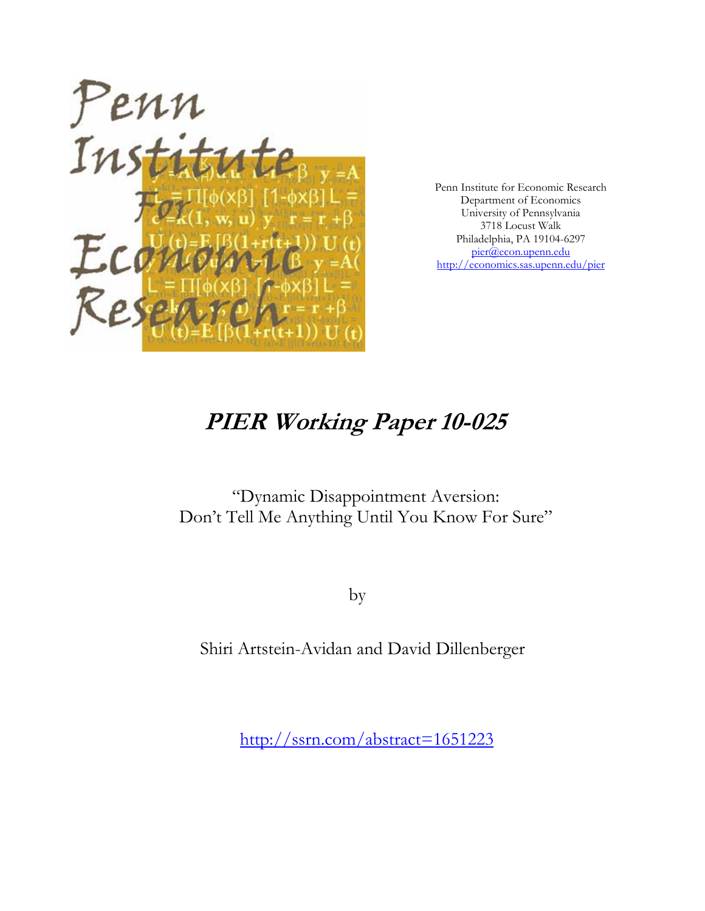Penn Institute for Economic Research
Department of Economics
University of Pennsylvania
3718 Locust Walk
Philadelphia, PA 19104-6297
pier@econ.upenn.edu
http://economics.sas.upenn.edu/pier

# *PIER Working Paper 10-025*

"Dynamic Disappointment Aversion:
Don't Tell Me Anything Until You Know For Sure"

by

Shiri Artstein-Avidan and David Dillenberger

http://ssrn.com/abstract=1651223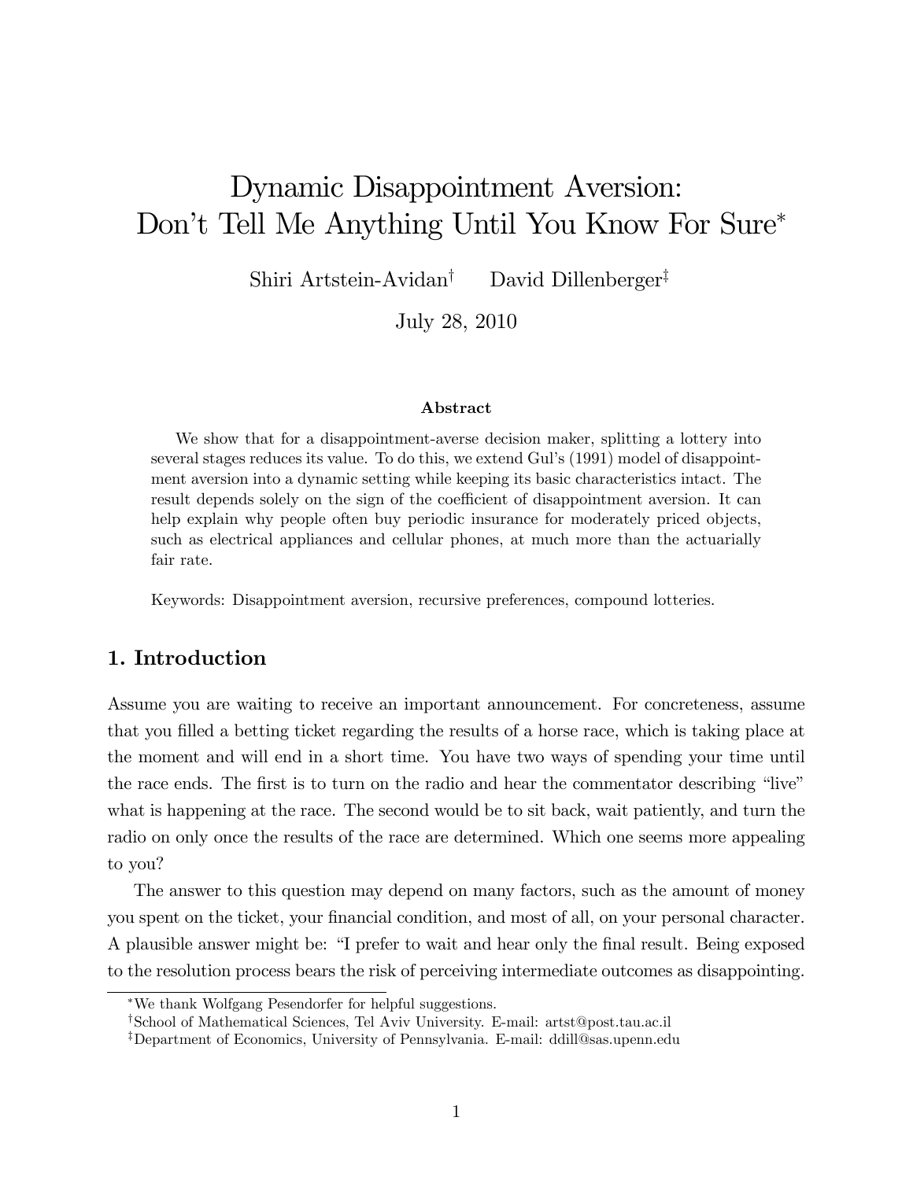# Dynamic Disappointment Aversion: Don't Tell Me Anything Until You Know For Sure*

Shiri Artstein-Avidan[†] David Dillenberger[‡]

July 28, 2010

#### Abstract

We show that for a disappointment-averse decision maker, splitting a lottery into several stages reduces its value. To do this, we extend Gul's (1991) model of disappointment aversion into a dynamic setting while keeping its basic characteristics intact. The result depends solely on the sign of the coefficient of disappointment aversion. It can help explain why people often buy periodic insurance for moderately priced objects, such as electrical appliances and cellular phones, at much more than the actuarially fair rate.

Keywords: Disappointment aversion, recursive preferences, compound lotteries.

## 1. Introduction

Assume you are waiting to receive an important announcement. For concreteness, assume that you filled a betting ticket regarding the results of a horse race, which is taking place at the moment and will end in a short time. You have two ways of spending your time until the race ends. The first is to turn on the radio and hear the commentator describing "live" what is happening at the race. The second would be to sit back, wait patiently, and turn the radio on only once the results of the race are determined. Which one seems more appealing to you?

The answer to this question may depend on many factors, such as the amount of money you spent on the ticket, your financial condition, and most of all, on your personal character. A plausible answer might be: "I prefer to wait and hear only the final result. Being exposed to the resolution process bears the risk of perceiving intermediate outcomes as disappointing.

---

*We thank Wolfgang Pesendorfer for helpful suggestions.

†School of Mathematical Sciences, Tel Aviv University. E-mail: artst@post.tau.ac.il

‡Department of Economics, University of Pennsylvania. E-mail: ddill@sas.upenn.edu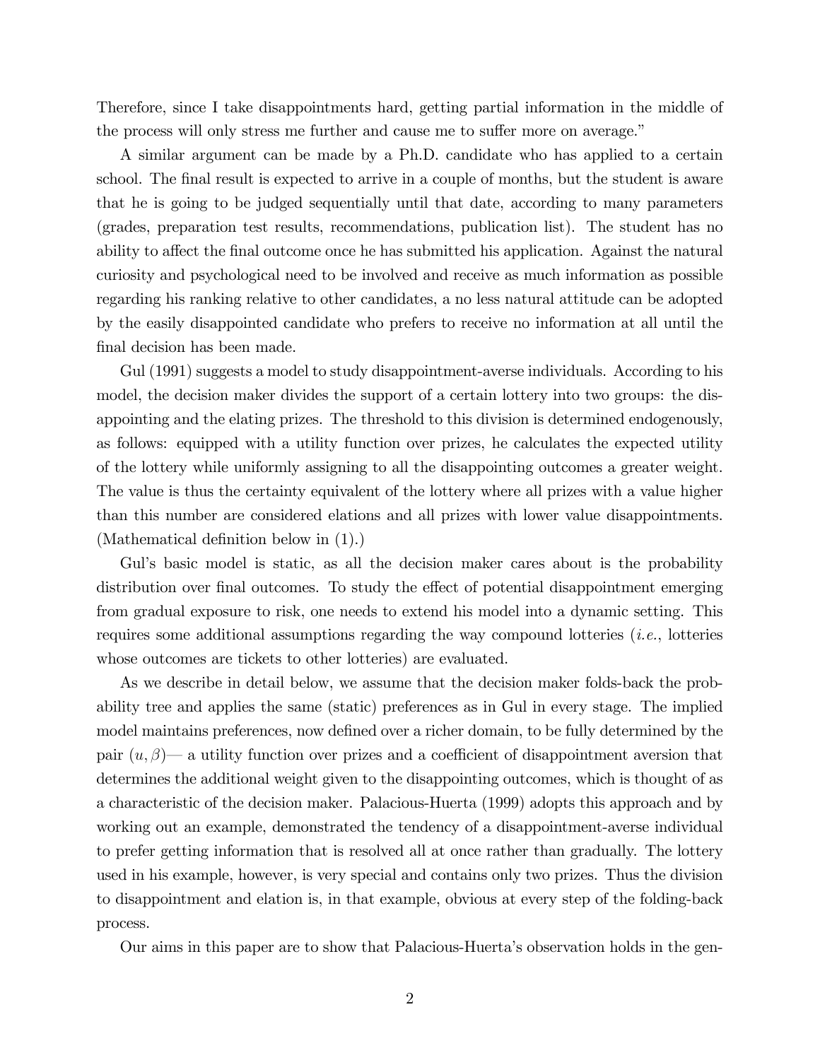Therefore, since I take disappointments hard, getting partial information in the middle of the process will only stress me further and cause me to suffer more on average."

A similar argument can be made by a Ph.D. candidate who has applied to a certain school. The final result is expected to arrive in a couple of months, but the student is aware that he is going to be judged sequentially until that date, according to many parameters (grades, preparation test results, recommendations, publication list). The student has no ability to affect the final outcome once he has submitted his application. Against the natural curiosity and psychological need to be involved and receive as much information as possible regarding his ranking relative to other candidates, a no less natural attitude can be adopted by the easily disappointed candidate who prefers to receive no information at all until the final decision has been made.

Gul (1991) suggests a model to study disappointment-averse individuals. According to his model, the decision maker divides the support of a certain lottery into two groups: the disappointing and the elating prizes. The threshold to this division is determined endogenously, as follows: equipped with a utility function over prizes, he calculates the expected utility of the lottery while uniformly assigning to all the disappointing outcomes a greater weight. The value is thus the certainty equivalent of the lottery where all prizes with a value higher than this number are considered elations and all prizes with lower value disappointments. (Mathematical definition below in (1).)

Gul's basic model is static, as all the decision maker cares about is the probability distribution over final outcomes. To study the effect of potential disappointment emerging from gradual exposure to risk, one needs to extend his model into a dynamic setting. This requires some additional assumptions regarding the way compound lotteries (*i.e.*, lotteries whose outcomes are tickets to other lotteries) are evaluated.

As we describe in detail below, we assume that the decision maker folds-back the probability tree and applies the same (static) preferences as in Gul in every stage. The implied model maintains preferences, now defined over a richer domain, to be fully determined by the pair $(u, \beta)$— a utility function over prizes and a coefficient of disappointment aversion that determines the additional weight given to the disappointing outcomes, which is thought of as a characteristic of the decision maker. Palacious-Huerta (1999) adopts this approach and by working out an example, demonstrated the tendency of a disappointment-averse individual to prefer getting information that is resolved all at once rather than gradually. The lottery used in his example, however, is very special and contains only two prizes. Thus the division to disappointment and elation is, in that example, obvious at every step of the folding-back process.

Our aims in this paper are to show that Palacious-Huerta's observation holds in the gen-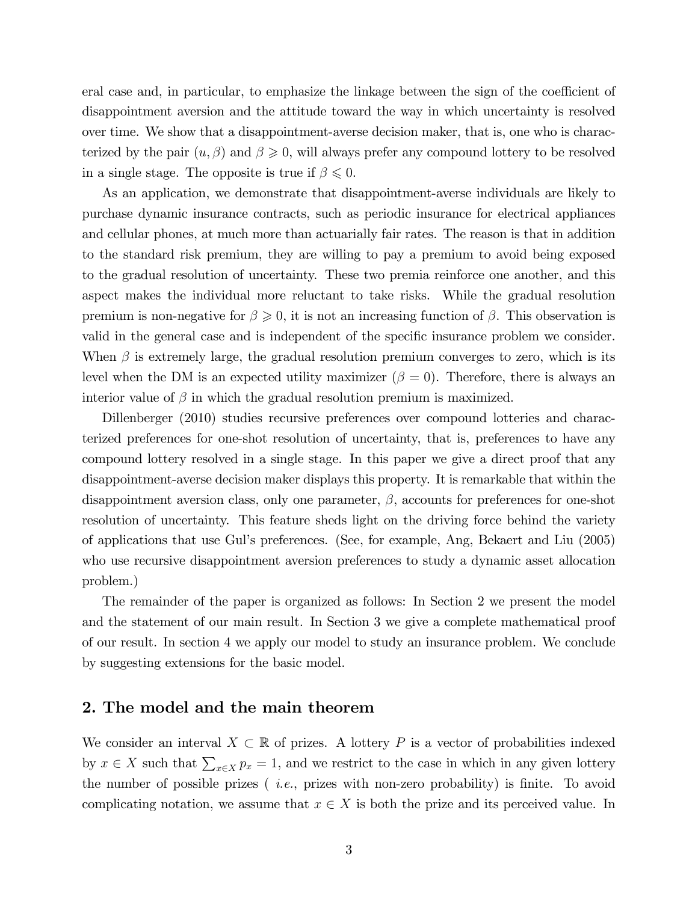eral case and, in particular, to emphasize the linkage between the sign of the coefficient of disappointment aversion and the attitude toward the way in which uncertainty is resolved over time. We show that a disappointment-averse decision maker, that is, one who is characterized by the pair $(u, \beta)$ and $\beta \geqslant 0$, will always prefer any compound lottery to be resolved in a single stage. The opposite is true if $\beta \leqslant 0$.

As an application, we demonstrate that disappointment-averse individuals are likely to purchase dynamic insurance contracts, such as periodic insurance for electrical appliances and cellular phones, at much more than actuarially fair rates. The reason is that in addition to the standard risk premium, they are willing to pay a premium to avoid being exposed to the gradual resolution of uncertainty. These two premia reinforce one another, and this aspect makes the individual more reluctant to take risks. While the gradual resolution premium is non-negative for $\beta \geqslant 0$, it is not an increasing function of $\beta$. This observation is valid in the general case and is independent of the specific insurance problem we consider. When $\beta$ is extremely large, the gradual resolution premium converges to zero, which is its level when the DM is an expected utility maximizer ($\beta = 0$). Therefore, there is always an interior value of $\beta$ in which the gradual resolution premium is maximized.

Dillenberger (2010) studies recursive preferences over compound lotteries and characterized preferences for one-shot resolution of uncertainty, that is, preferences to have any compound lottery resolved in a single stage. In this paper we give a direct proof that any disappointment-averse decision maker displays this property. It is remarkable that within the disappointment aversion class, only one parameter, $\beta$, accounts for preferences for one-shot resolution of uncertainty. This feature sheds light on the driving force behind the variety of applications that use Gul's preferences. (See, for example, Ang, Bekaert and Liu (2005) who use recursive disappointment aversion preferences to study a dynamic asset allocation problem.)

The remainder of the paper is organized as follows: In Section 2 we present the model and the statement of our main result. In Section 3 we give a complete mathematical proof of our result. In section 4 we apply our model to study an insurance problem. We conclude by suggesting extensions for the basic model.

## 2. The model and the main theorem

We consider an interval $X \subset \mathbb{R}$ of prizes. A lottery $P$ is a vector of probabilities indexed by $x \in X$ such that $\sum_{x \in X} p_x = 1$, and we restrict to the case in which in any given lottery the number of possible prizes ( *i.e.*, prizes with non-zero probability) is finite. To avoid complicating notation, we assume that $x \in X$ is both the prize and its perceived value. In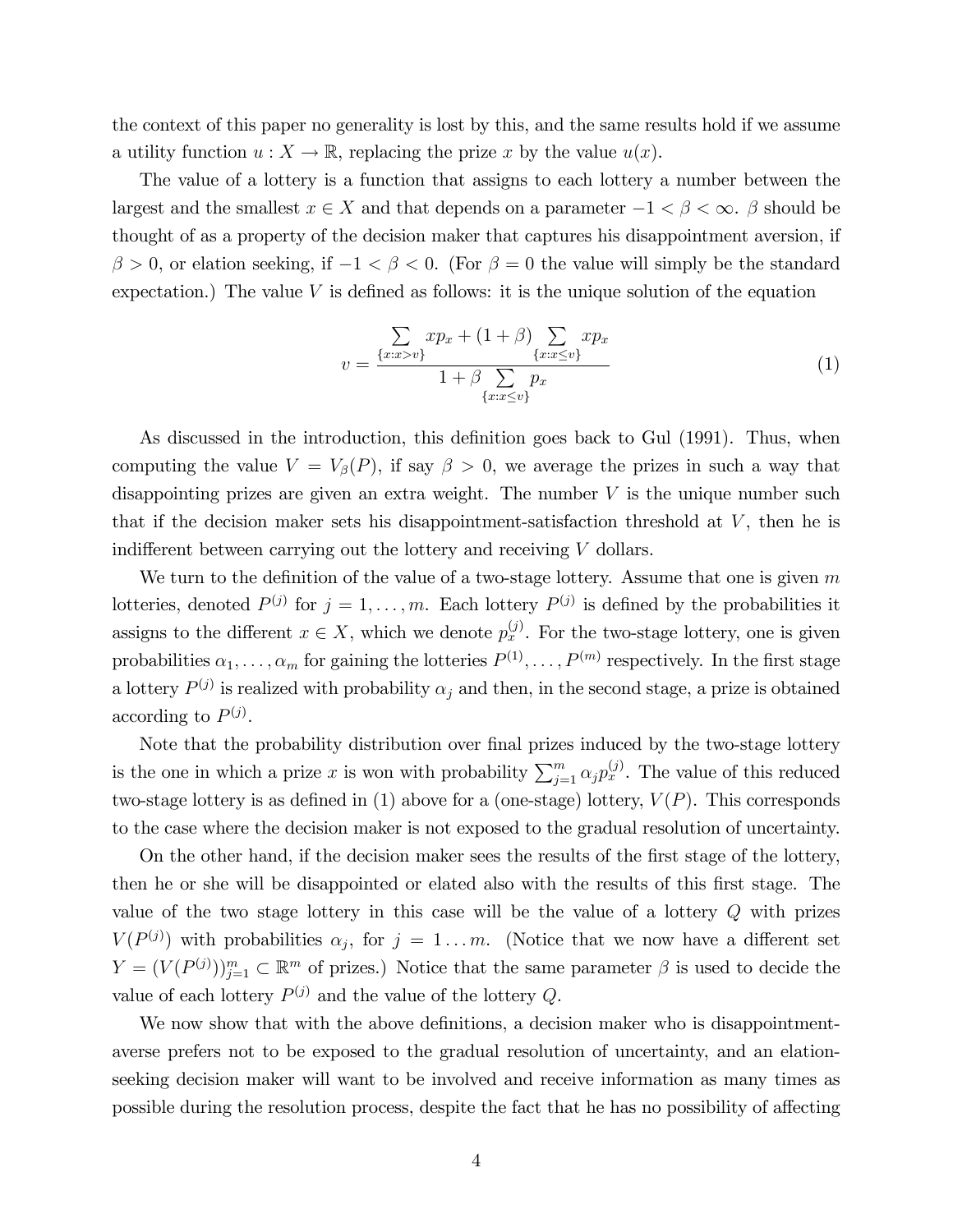the context of this paper no generality is lost by this, and the same results hold if we assume a utility function $u : X \to \mathbb{R}$, replacing the prize $x$ by the value $u(x)$.

The value of a lottery is a function that assigns to each lottery a number between the largest and the smallest $x \in X$ and that depends on a parameter $-1 < \beta < \infty$. $\beta$ should be thought of as a property of the decision maker that captures his disappointment aversion, if $\beta > 0$, or elation seeking, if $-1 < \beta < 0$. (For $\beta = 0$ the value will simply be the standard expectation.) The value $V$ is defined as follows: it is the unique solution of the equation

$$v = \frac{\sum_{\{x:x>v\}} xp_x + (1+\beta) \sum_{\{x:x\leq v\}} xp_x}{1 + \beta \sum_{\{x:x\leq v\}} p_x} \tag{1}$$

As discussed in the introduction, this definition goes back to Gul (1991). Thus, when computing the value $V = V_\beta(P)$, if say $\beta > 0$, we average the prizes in such a way that disappointing prizes are given an extra weight. The number $V$ is the unique number such that if the decision maker sets his disappointment-satisfaction threshold at $V$, then he is indifferent between carrying out the lottery and receiving $V$ dollars.

We turn to the definition of the value of a two-stage lottery. Assume that one is given $m$ lotteries, denoted $P^{(j)}$ for $j = 1, \ldots, m$. Each lottery $P^{(j)}$ is defined by the probabilities it assigns to the different $x \in X$, which we denote $p_x^{(j)}$. For the two-stage lottery, one is given probabilities $\alpha_1, \ldots, \alpha_m$ for gaining the lotteries $P^{(1)}, \ldots, P^{(m)}$ respectively. In the first stage a lottery $P^{(j)}$ is realized with probability $\alpha_j$ and then, in the second stage, a prize is obtained according to $P^{(j)}$.

Note that the probability distribution over final prizes induced by the two-stage lottery is the one in which a prize $x$ is won with probability $\sum_{j=1}^{m} \alpha_j p_x^{(j)}$. The value of this reduced two-stage lottery is as defined in (1) above for a (one-stage) lottery, $V(P)$. This corresponds to the case where the decision maker is not exposed to the gradual resolution of uncertainty.

On the other hand, if the decision maker sees the results of the first stage of the lottery, then he or she will be disappointed or elated also with the results of this first stage. The value of the two stage lottery in this case will be the value of a lottery $Q$ with prizes $V(P^{(j)})$ with probabilities $\alpha_j$, for $j = 1 \ldots m$. (Notice that we now have a different set $Y = (V(P^{(j)}))_{j=1}^{m} \subset \mathbb{R}^m$ of prizes.) Notice that the same parameter $\beta$ is used to decide the value of each lottery $P^{(j)}$ and the value of the lottery $Q$.

We now show that with the above definitions, a decision maker who is disappointment-averse prefers not to be exposed to the gradual resolution of uncertainty, and an elation-seeking decision maker will want to be involved and receive information as many times as possible during the resolution process, despite the fact that he has no possibility of affecting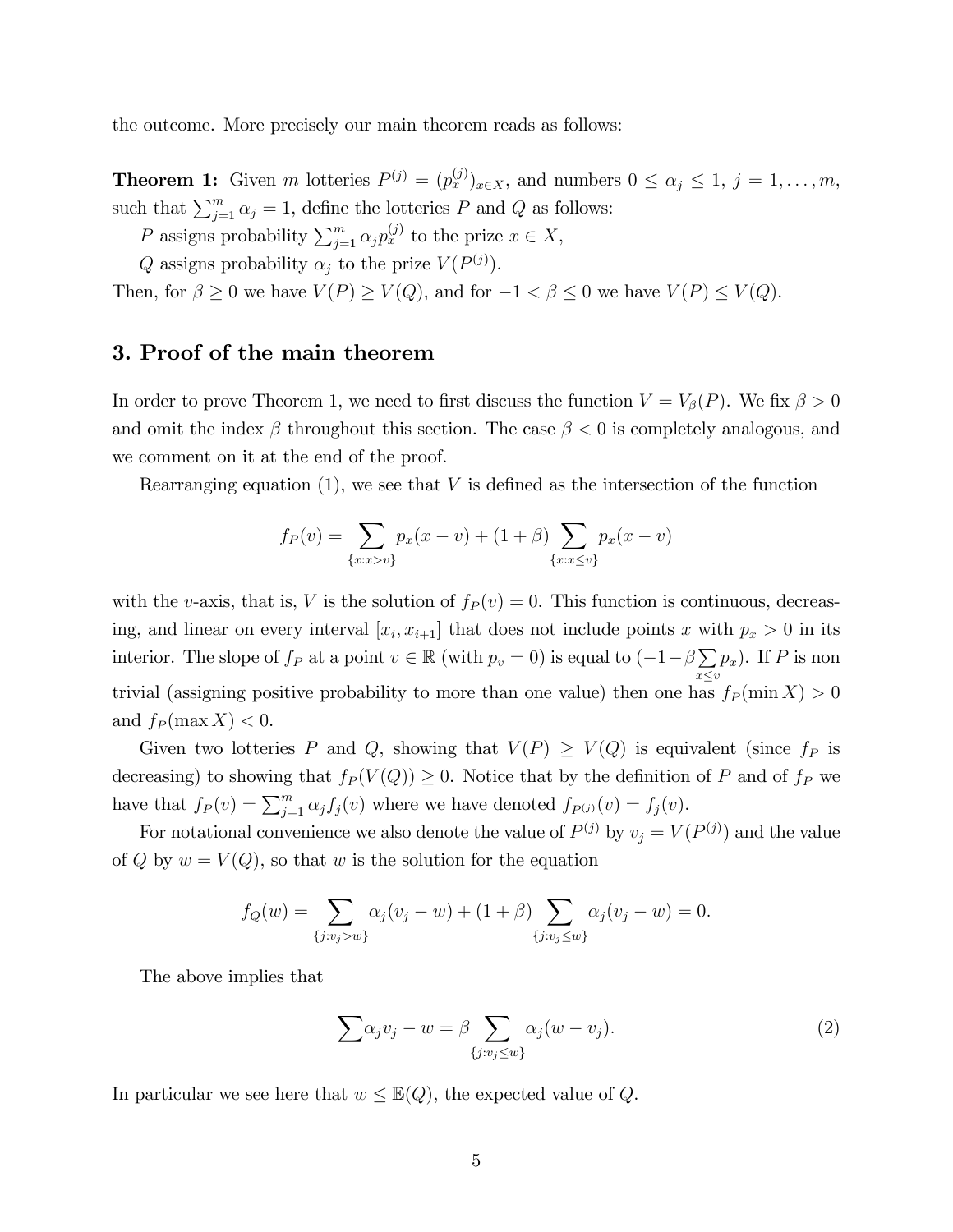the outcome. More precisely our main theorem reads as follows:

**Theorem 1:** Given $m$ lotteries $P^{(j)} = (p_x^{(j)})_{x \in X}$, and numbers $0 \leq \alpha_j \leq 1$, $j = 1, \ldots, m$, such that $\sum_{j=1}^m \alpha_j = 1$, define the lotteries $P$ and $Q$ as follows:

$P$ assigns probability $\sum_{j=1}^m \alpha_j p_x^{(j)}$ to the prize $x \in X$,

$Q$ assigns probability $\alpha_j$ to the prize $V(P^{(j)})$.

Then, for $\beta \geq 0$ we have $V(P) \geq V(Q)$, and for $-1 < \beta \leq 0$ we have $V(P) \leq V(Q)$.

## 3. Proof of the main theorem

In order to prove Theorem 1, we need to first discuss the function $V = V_\beta(P)$. We fix $\beta > 0$ and omit the index $\beta$ throughout this section. The case $\beta < 0$ is completely analogous, and we comment on it at the end of the proof.

Rearranging equation (1), we see that $V$ is defined as the intersection of the function

$$f_P(v) = \sum_{\{x:x>v\}} p_x(x - v) + (1 + \beta) \sum_{\{x:x \leq v\}} p_x(x - v)$$

with the $v$-axis, that is, $V$ is the solution of $f_P(v) = 0$. This function is continuous, decreasing, and linear on every interval $[x_i, x_{i+1}]$ that does not include points $x$ with $p_x > 0$ in its interior. The slope of $f_P$ at a point $v \in \mathbb{R}$ (with $p_v = 0$) is equal to $(-1 - \beta \sum_{x \leq v} p_x)$. If $P$ is non trivial (assigning positive probability to more than one value) then one has $f_P(\min X) > 0$ and $f_P(\max X) < 0$.

Given two lotteries $P$ and $Q$, showing that $V(P) \geq V(Q)$ is equivalent (since $f_P$ is decreasing) to showing that $f_P(V(Q)) \geq 0$. Notice that by the definition of $P$ and of $f_P$ we have that $f_P(v) = \sum_{j=1}^m \alpha_j f_j(v)$ where we have denoted $f_{P^{(j)}}(v) = f_j(v)$.

For notational convenience we also denote the value of $P^{(j)}$ by $v_j = V(P^{(j)})$ and the value of $Q$ by $w = V(Q)$, so that $w$ is the solution for the equation

$$f_Q(w) = \sum_{\{j:v_j>w\}} \alpha_j(v_j - w) + (1 + \beta) \sum_{\{j:v_j \leq w\}} \alpha_j(v_j - w) = 0.$$

The above implies that

$$\sum \alpha_j v_j - w = \beta \sum_{\{j:v_j \leq w\}} \alpha_j(w - v_j). \tag{2}$$

In particular we see here that $w \leq \mathbb{E}(Q)$, the expected value of $Q$.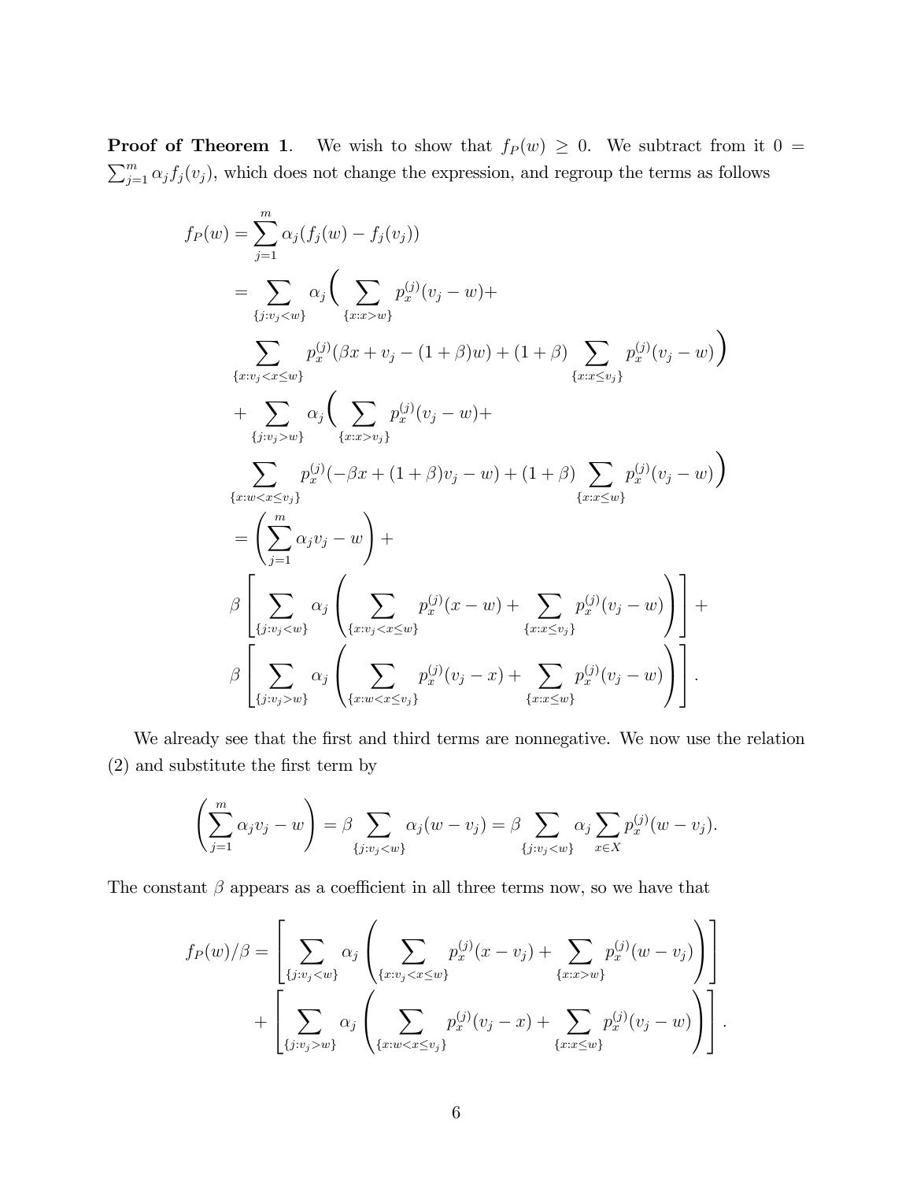**Proof of Theorem 1**. We wish to show that $f_P(w) \geq 0$. We subtract from it $0 = \sum_{j=1}^{m} \alpha_j f_j(v_j)$, which does not change the expression, and regroup the terms as follows

$$
\begin{aligned}
f_P(w) &= \sum_{j=1}^{m} \alpha_j (f_j(w) - f_j(v_j)) \\
&= \sum_{\{j:v_j<w\}} \alpha_j \Big( \sum_{\{x:x>w\}} p_x^{(j)}(v_j - w) + \\
&\sum_{\{x:v_j<x\leq w\}} p_x^{(j)}(\beta x + v_j - (1+\beta)w) + (1+\beta) \sum_{\{x:x\leq v_j\}} p_x^{(j)}(v_j - w) \Big) \\
&+ \sum_{\{j:v_j>w\}} \alpha_j \Big( \sum_{\{x:x>v_j\}} p_x^{(j)}(v_j - w) + \\
&\sum_{\{x:w<x\leq v_j\}} p_x^{(j)}(-\beta x + (1+\beta)v_j - w) + (1+\beta) \sum_{\{x:x\leq w\}} p_x^{(j)}(v_j - w) \Big) \\
&= \left( \sum_{j=1}^{m} \alpha_j v_j - w \right) + \\
&\beta \left[ \sum_{\{j:v_j<w\}} \alpha_j \left( \sum_{\{x:v_j<x\leq w\}} p_x^{(j)}(x - w) + \sum_{\{x:x\leq v_j\}} p_x^{(j)}(v_j - w) \right) \right] + \\
&\beta \left[ \sum_{\{j:v_j>w\}} \alpha_j \left( \sum_{\{x:w<x\leq v_j\}} p_x^{(j)}(v_j - x) + \sum_{\{x:x\leq w\}} p_x^{(j)}(v_j - w) \right) \right].
\end{aligned}
$$

We already see that the first and third terms are nonnegative. We now use the relation (2) and substitute the first term by

$$
\left( \sum_{j=1}^{m} \alpha_j v_j - w \right) = \beta \sum_{\{j:v_j<w\}} \alpha_j (w - v_j) = \beta \sum_{\{j:v_j<w\}} \alpha_j \sum_{x\in X} p_x^{(j)}(w - v_j).
$$

The constant $\beta$ appears as a coefficient in all three terms now, so we have that

$$
\begin{aligned}
f_P(w)/\beta = &\left[ \sum_{\{j:v_j<w\}} \alpha_j \left( \sum_{\{x:v_j<x\leq w\}} p_x^{(j)}(x - v_j) + \sum_{\{x:x>w\}} p_x^{(j)}(w - v_j) \right) \right] \\
&+ \left[ \sum_{\{j:v_j>w\}} \alpha_j \left( \sum_{\{x:w<x\leq v_j\}} p_x^{(j)}(v_j - x) + \sum_{\{x:x\leq w\}} p_x^{(j)}(v_j - w) \right) \right].
\end{aligned}
$$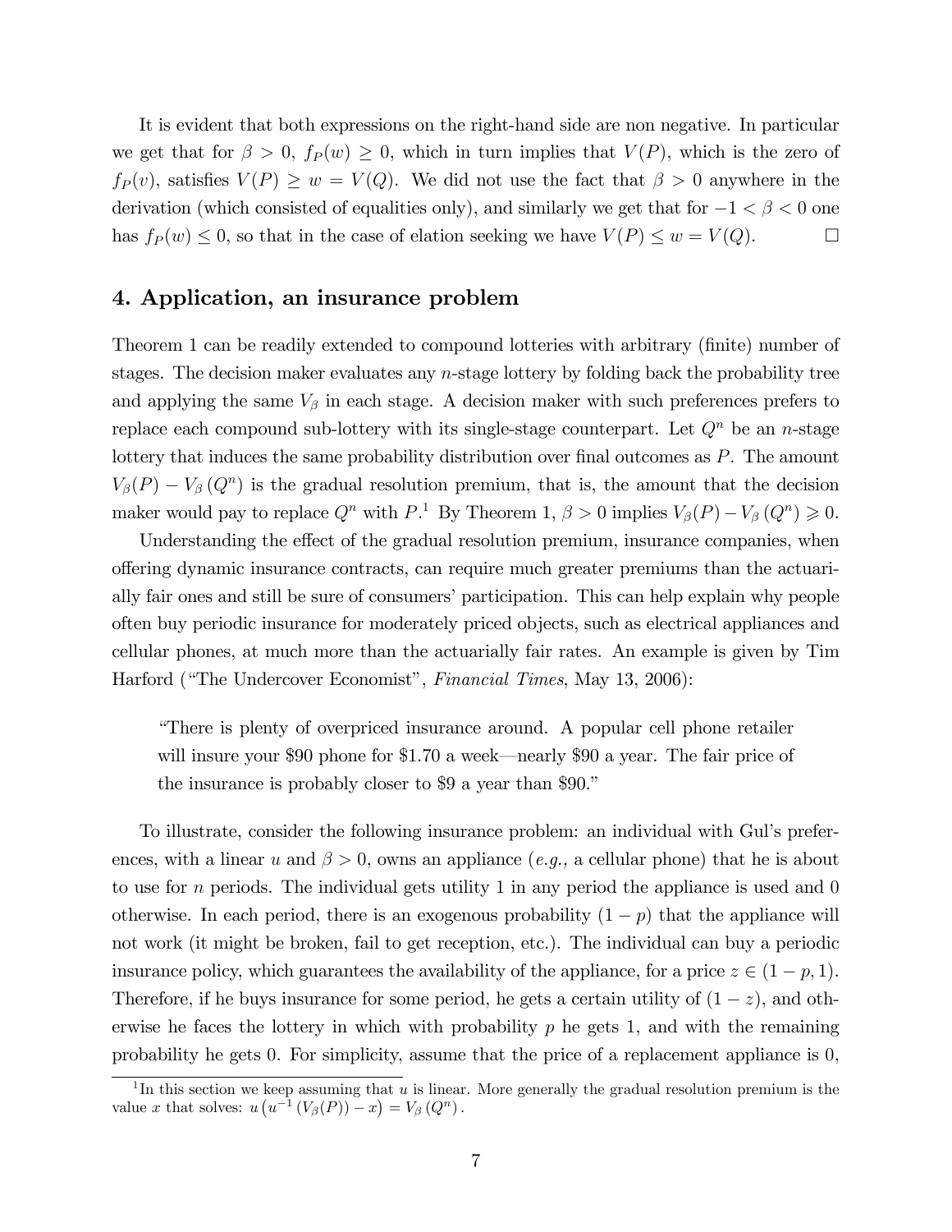It is evident that both expressions on the right-hand side are non negative. In particular we get that for $\beta > 0$, $f_P(w) \geq 0$, which in turn implies that $V(P)$, which is the zero of $f_P(v)$, satisfies $V(P) \geq w = V(Q)$. We did not use the fact that $\beta > 0$ anywhere in the derivation (which consisted of equalities only), and similarly we get that for $-1 < \beta < 0$ one has $f_P(w) \leq 0$, so that in the case of elation seeking we have $V(P) \leq w = V(Q)$. $\square$

## 4. Application, an insurance problem

Theorem 1 can be readily extended to compound lotteries with arbitrary (finite) number of stages. The decision maker evaluates any $n$-stage lottery by folding back the probability tree and applying the same $V_\beta$ in each stage. A decision maker with such preferences prefers to replace each compound sub-lottery with its single-stage counterpart. Let $Q^n$ be an $n$-stage lottery that induces the same probability distribution over final outcomes as $P$. The amount $V_\beta(P) - V_\beta(Q^n)$ is the gradual resolution premium, that is, the amount that the decision maker would pay to replace $Q^n$ with $P$.[1] By Theorem 1, $\beta > 0$ implies $V_\beta(P) - V_\beta(Q^n) \geqslant 0$.

Understanding the effect of the gradual resolution premium, insurance companies, when offering dynamic insurance contracts, can require much greater premiums than the actuarially fair ones and still be sure of consumers' participation. This can help explain why people often buy periodic insurance for moderately priced objects, such as electrical appliances and cellular phones, at much more than the actuarially fair rates. An example is given by Tim Harford ("The Undercover Economist", *Financial Times*, May 13, 2006):

> "There is plenty of overpriced insurance around. A popular cell phone retailer will insure your \$90 phone for \$1.70 a week—nearly \$90 a year. The fair price of the insurance is probably closer to \$9 a year than \$90."

To illustrate, consider the following insurance problem: an individual with Gul's preferences, with a linear $u$ and $\beta > 0$, owns an appliance (*e.g.,* a cellular phone) that he is about to use for $n$ periods. The individual gets utility 1 in any period the appliance is used and 0 otherwise. In each period, there is an exogenous probability $(1 - p)$ that the appliance will not work (it might be broken, fail to get reception, etc.). The individual can buy a periodic insurance policy, which guarantees the availability of the appliance, for a price $z \in (1 - p, 1)$. Therefore, if he buys insurance for some period, he gets a certain utility of $(1 - z)$, and otherwise he faces the lottery in which with probability $p$ he gets 1, and with the remaining probability he gets 0. For simplicity, assume that the price of a replacement appliance is 0,

[1] In this section we keep assuming that $u$ is linear. More generally the gradual resolution premium is the value $x$ that solves: $u\left(u^{-1}\left(V_\beta(P)\right) - x\right) = V_\beta\left(Q^n\right)$.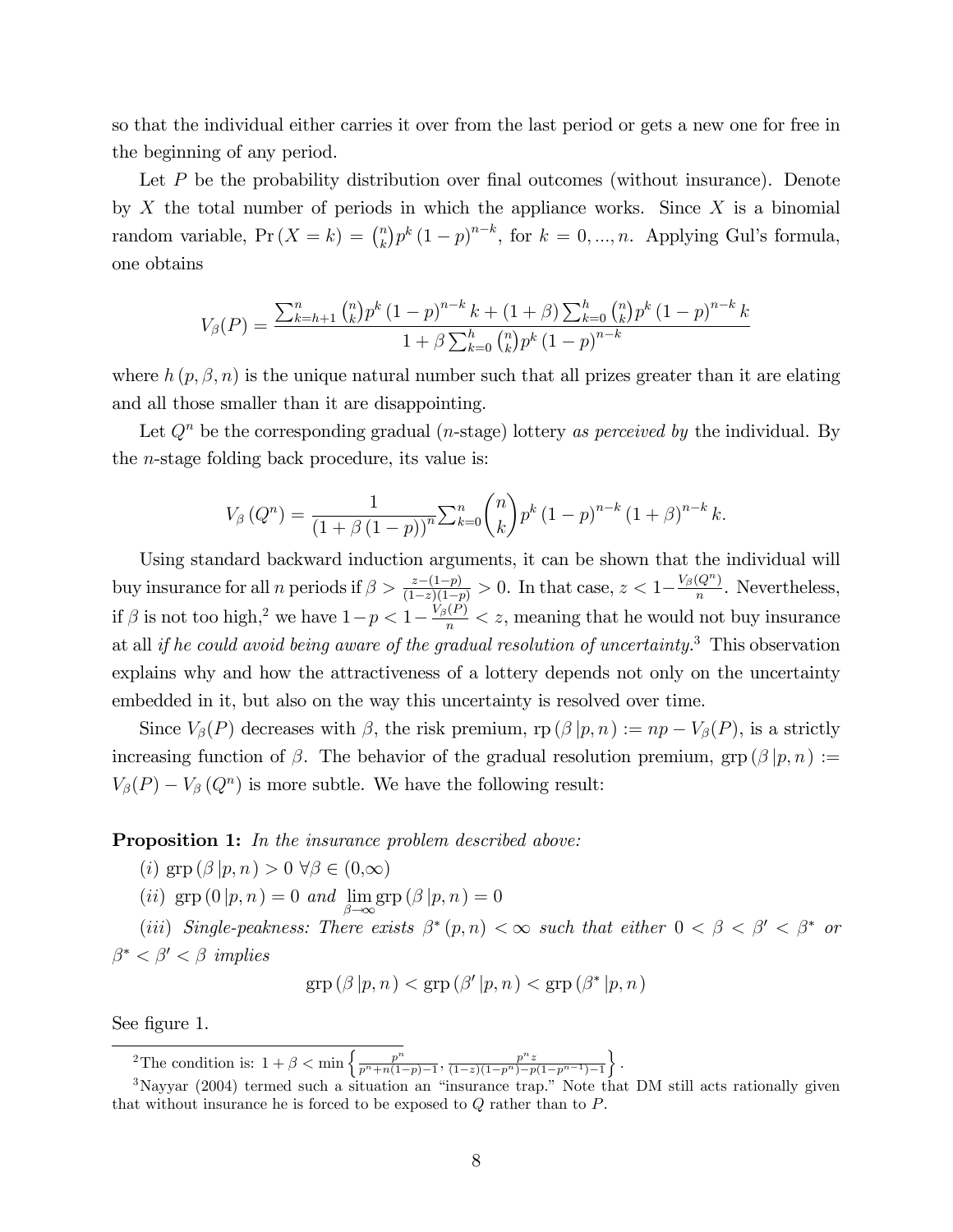so that the individual either carries it over from the last period or gets a new one for free in the beginning of any period.

Let $P$ be the probability distribution over final outcomes (without insurance). Denote by $X$ the total number of periods in which the appliance works. Since $X$ is a binomial random variable, $\Pr(X = k) = \binom{n}{k} p^k (1-p)^{n-k}$, for $k = 0, ..., n$. Applying Gul's formula, one obtains

$$V_\beta(P) = \frac{\sum_{k=h+1}^{n} \binom{n}{k} p^k (1-p)^{n-k} k + (1+\beta) \sum_{k=0}^{h} \binom{n}{k} p^k (1-p)^{n-k} k}{1 + \beta \sum_{k=0}^{h} \binom{n}{k} p^k (1-p)^{n-k}}$$

where $h(p, \beta, n)$ is the unique natural number such that all prizes greater than it are elating and all those smaller than it are disappointing.

Let $Q^n$ be the corresponding gradual ($n$-stage) lottery *as perceived by* the individual. By the $n$-stage folding back procedure, its value is:

$$V_\beta(Q^n) = \frac{1}{(1+\beta(1-p))^n} \sum_{k=0}^{n} \binom{n}{k} p^k (1-p)^{n-k} (1+\beta)^{n-k} k.$$

Using standard backward induction arguments, it can be shown that the individual will buy insurance for all $n$ periods if $\beta > \frac{z-(1-p)}{(1-z)(1-p)} > 0$. In that case, $z < 1 - \frac{V_\beta(Q^n)}{n}$. Nevertheless, if $\beta$ is not too high,[2] we have $1 - p < 1 - \frac{V_\beta(P)}{n} < z$, meaning that he would not buy insurance at all *if he could avoid being aware of the gradual resolution of uncertainty.*[3] This observation explains why and how the attractiveness of a lottery depends not only on the uncertainty embedded in it, but also on the way this uncertainty is resolved over time.

Since $V_\beta(P)$ decreases with $\beta$, the risk premium, $\text{rp}(\beta | p, n) := np - V_\beta(P)$, is a strictly increasing function of $\beta$. The behavior of the gradual resolution premium, $\text{grp}(\beta | p, n) := V_\beta(P) - V_\beta(Q^n)$ is more subtle. We have the following result:

**Proposition 1:** *In the insurance problem described above:*

($i$) $\text{grp}(\beta | p, n) > 0 \ \forall \beta \in (0, \infty)$

($ii$) $\text{grp}(0 | p, n) = 0$ *and* $\lim_{\beta \to \infty} \text{grp}(\beta | p, n) = 0$

($iii$) *Single-peakness: There exists $\beta^*(p, n) < \infty$ such that either $0 < \beta < \beta' < \beta^*$ or $\beta^* < \beta' < \beta$ implies*

$$\text{grp}(\beta | p, n) < \text{grp}(\beta' | p, n) < \text{grp}(\beta^* | p, n)$$

See figure 1.

[2] The condition is: $1 + \beta < \min \left\{ \frac{p^n}{p^n + n(1-p) - 1}, \frac{p^n z}{(1-z)(1-p^n) - p(1-p^{n-1}) - 1} \right\}$.

[3] Nayyar (2004) termed such a situation an "insurance trap." Note that DM still acts rationally given that without insurance he is forced to be exposed to $Q$ rather than to $P$.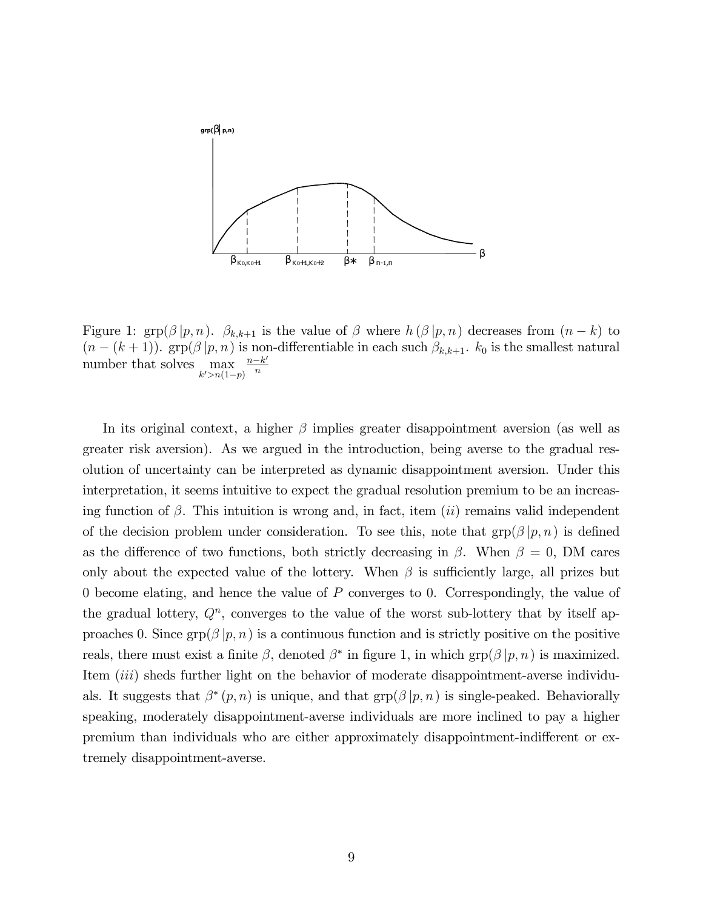Figure 1: $\text{grp}(\beta\,|p,n)$. $\beta_{k,k+1}$ is the value of $\beta$ where $h(\beta\,|p,n)$ decreases from $(n-k)$ to $(n-(k+1))$. $\text{grp}(\beta\,|p,n)$ is non-differentiable in each such $\beta_{k,k+1}$. $k_0$ is the smallest natural number that solves $\max\limits_{k'>n(1-p)} \frac{n-k'}{n}$

In its original context, a higher $\beta$ implies greater disappointment aversion (as well as greater risk aversion). As we argued in the introduction, being averse to the gradual resolution of uncertainty can be interpreted as dynamic disappointment aversion. Under this interpretation, it seems intuitive to expect the gradual resolution premium to be an increasing function of $\beta$. This intuition is wrong and, in fact, item $(ii)$ remains valid independent of the decision problem under consideration. To see this, note that $\text{grp}(\beta\,|p,n)$ is defined as the difference of two functions, both strictly decreasing in $\beta$. When $\beta = 0$, DM cares only about the expected value of the lottery. When $\beta$ is sufficiently large, all prizes but 0 become elating, and hence the value of $P$ converges to 0. Correspondingly, the value of the gradual lottery, $Q^n$, converges to the value of the worst sub-lottery that by itself approaches 0. Since $\text{grp}(\beta\,|p,n)$ is a continuous function and is strictly positive on the positive reals, there must exist a finite $\beta$, denoted $\beta^*$ in figure 1, in which $\text{grp}(\beta\,|p,n)$ is maximized. Item $(iii)$ sheds further light on the behavior of moderate disappointment-averse individuals. It suggests that $\beta^*(p,n)$ is unique, and that $\text{grp}(\beta\,|p,n)$ is single-peaked. Behaviorally speaking, moderately disappointment-averse individuals are more inclined to pay a higher premium than individuals who are either approximately disappointment-indifferent or extremely disappointment-averse.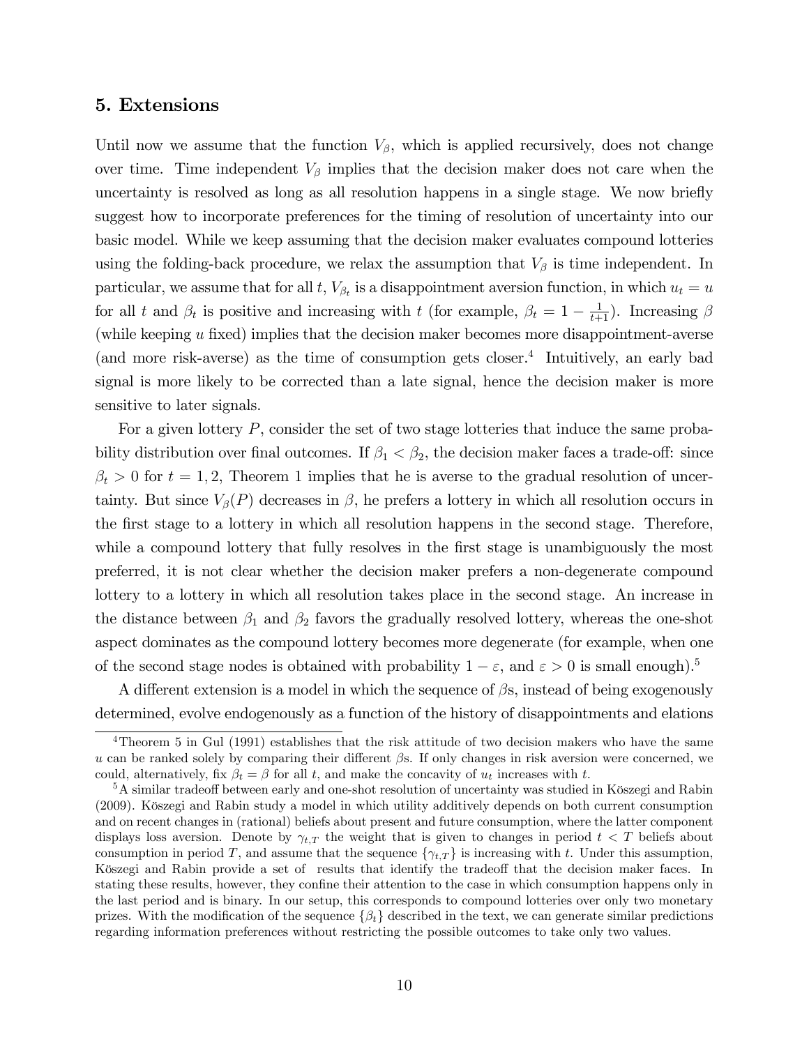## 5. Extensions

Until now we assume that the function $V_\beta$, which is applied recursively, does not change over time. Time independent $V_\beta$ implies that the decision maker does not care when the uncertainty is resolved as long as all resolution happens in a single stage. We now briefly suggest how to incorporate preferences for the timing of resolution of uncertainty into our basic model. While we keep assuming that the decision maker evaluates compound lotteries using the folding-back procedure, we relax the assumption that $V_\beta$ is time independent. In particular, we assume that for all $t$, $V_{\beta_t}$ is a disappointment aversion function, in which $u_t = u$ for all $t$ and $\beta_t$ is positive and increasing with $t$ (for example, $\beta_t = 1 - \frac{1}{t+1}$). Increasing $\beta$ (while keeping $u$ fixed) implies that the decision maker becomes more disappointment-averse (and more risk-averse) as the time of consumption gets closer.[4] Intuitively, an early bad signal is more likely to be corrected than a late signal, hence the decision maker is more sensitive to later signals.

For a given lottery $P$, consider the set of two stage lotteries that induce the same probability distribution over final outcomes. If $\beta_1 < \beta_2$, the decision maker faces a trade-off: since $\beta_t > 0$ for $t = 1, 2$, Theorem 1 implies that he is averse to the gradual resolution of uncertainty. But since $V_\beta(P)$ decreases in $\beta$, he prefers a lottery in which all resolution occurs in the first stage to a lottery in which all resolution happens in the second stage. Therefore, while a compound lottery that fully resolves in the first stage is unambiguously the most preferred, it is not clear whether the decision maker prefers a non-degenerate compound lottery to a lottery in which all resolution takes place in the second stage. An increase in the distance between $\beta_1$ and $\beta_2$ favors the gradually resolved lottery, whereas the one-shot aspect dominates as the compound lottery becomes more degenerate (for example, when one of the second stage nodes is obtained with probability $1 - \varepsilon$, and $\varepsilon > 0$ is small enough).[5]

A different extension is a model in which the sequence of $\beta$s, instead of being exogenously determined, evolve endogenously as a function of the history of disappointments and elations

---

[4] Theorem 5 in Gul (1991) establishes that the risk attitude of two decision makers who have the same $u$ can be ranked solely by comparing their different $\beta$s. If only changes in risk aversion were concerned, we could, alternatively, fix $\beta_t = \beta$ for all $t$, and make the concavity of $u_t$ increases with $t$.

[5] A similar tradeoff between early and one-shot resolution of uncertainty was studied in Köszegi and Rabin (2009). Köszegi and Rabin study a model in which utility additively depends on both current consumption and on recent changes in (rational) beliefs about present and future consumption, where the latter component displays loss aversion. Denote by $\gamma_{t,T}$ the weight that is given to changes in period $t < T$ beliefs about consumption in period $T$, and assume that the sequence $\{\gamma_{t,T}\}$ is increasing with $t$. Under this assumption, Köszegi and Rabin provide a set of results that identify the tradeoff that the decision maker faces. In stating these results, however, they confine their attention to the case in which consumption happens only in the last period and is binary. In our setup, this corresponds to compound lotteries over only two monetary prizes. With the modification of the sequence $\{\beta_t\}$ described in the text, we can generate similar predictions regarding information preferences without restricting the possible outcomes to take only two values.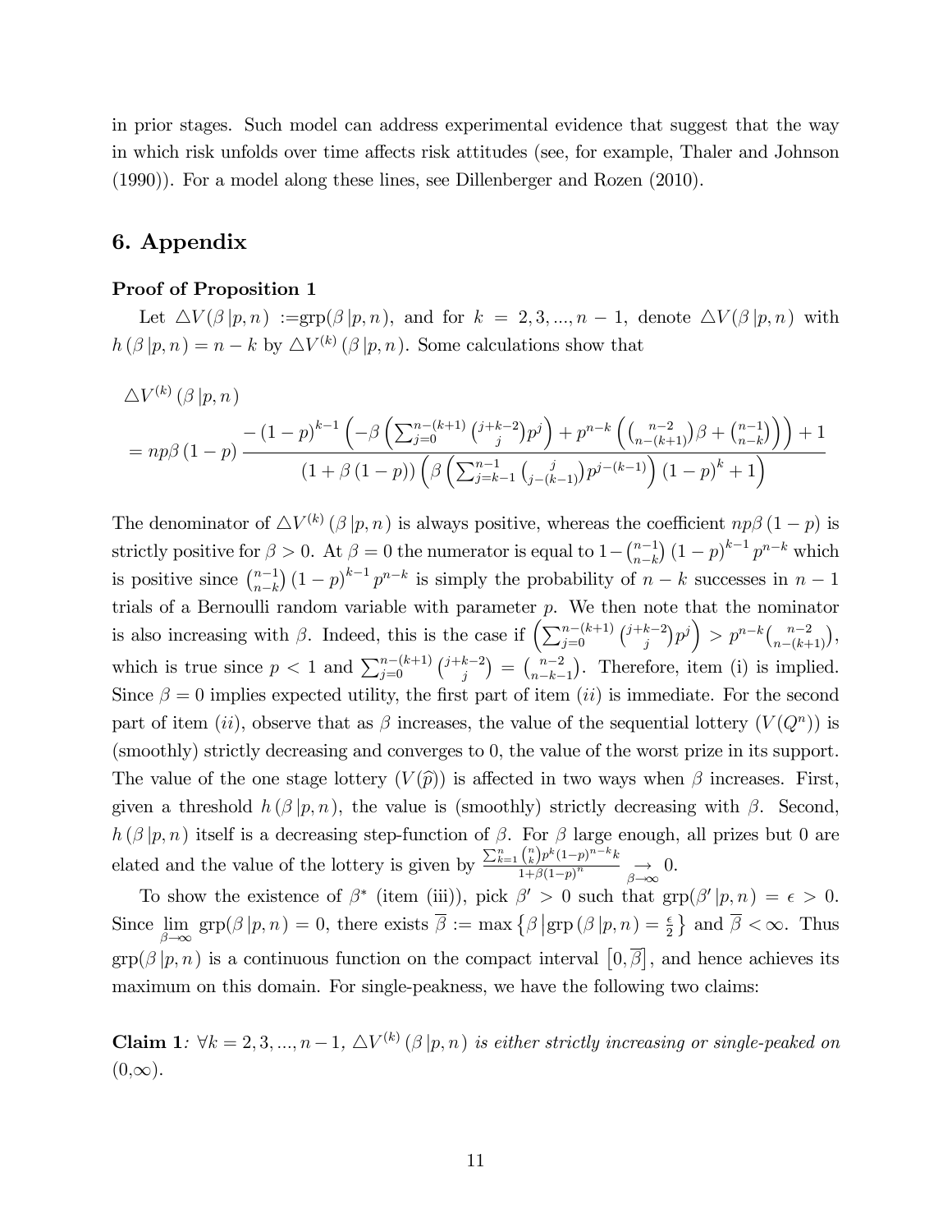in prior stages. Such model can address experimental evidence that suggest that the way in which risk unfolds over time affects risk attitudes (see, for example, Thaler and Johnson (1990)). For a model along these lines, see Dillenberger and Rozen (2010).

## 6. Appendix

**Proof of Proposition 1**

Let $\triangle V(\beta\,|p,n) :=$grp$(\beta\,|p,n)$, and for $k = 2,3,...,n-1$, denote $\triangle V(\beta\,|p,n)$ with $h(\beta\,|p,n) = n-k$ by $\triangle V^{(k)}(\beta\,|p,n)$. Some calculations show that

$$\triangle V^{(k)}(\beta\,|p,n)$$
$$= np\beta(1-p)\frac{-(1-p)^{k-1}\left(-\beta\left(\sum_{j=0}^{n-(k+1)}\binom{j+k-2}{j}p^j\right)+p^{n-k}\left(\binom{n-2}{n-(k+1)}\beta+\binom{n-1}{n-k}\right)\right)+1}{(1+\beta(1-p))\left(\beta\left(\sum_{j=k-1}^{n-1}\binom{j}{j-(k-1)}p^{j-(k-1)}\right)(1-p)^k+1\right)}$$

The denominator of $\triangle V^{(k)}(\beta\,|p,n)$ is always positive, whereas the coefficient $np\beta(1-p)$ is strictly positive for $\beta > 0$. At $\beta = 0$ the numerator is equal to $1-\binom{n-1}{n-k}(1-p)^{k-1}p^{n-k}$ which is positive since $\binom{n-1}{n-k}(1-p)^{k-1}p^{n-k}$ is simply the probability of $n-k$ successes in $n-1$ trials of a Bernoulli random variable with parameter $p$. We then note that the nominator is also increasing with $\beta$. Indeed, this is the case if $\left(\sum_{j=0}^{n-(k+1)}\binom{j+k-2}{j}p^j\right) > p^{n-k}\binom{n-2}{n-(k+1)}$, which is true since $p < 1$ and $\sum_{j=0}^{n-(k+1)}\binom{j+k-2}{j} = \binom{n-2}{n-k-1}$. Therefore, item (i) is implied. Since $\beta = 0$ implies expected utility, the first part of item $(ii)$ is immediate. For the second part of item $(ii)$, observe that as $\beta$ increases, the value of the sequential lottery $(V(Q^n))$ is (smoothly) strictly decreasing and converges to 0, the value of the worst prize in its support. The value of the one stage lottery $(V(\widehat{p}))$ is affected in two ways when $\beta$ increases. First, given a threshold $h(\beta\,|p,n)$, the value is (smoothly) strictly decreasing with $\beta$. Second, $h(\beta\,|p,n)$ itself is a decreasing step-function of $\beta$. For $\beta$ large enough, all prizes but 0 are elated and the value of the lottery is given by $\frac{\sum_{k=1}^{n}\binom{n}{k}p^k(1-p)^{n-k}k}{1+\beta(1-p)^n} \underset{\beta\to\infty}{\to} 0$.

To show the existence of $\beta^*$ (item (iii)), pick $\beta' > 0$ such that grp$(\beta'\,|p,n) = \epsilon > 0$. Since $\lim_{\beta\to\infty}$ grp$(\beta\,|p,n) = 0$, there exists $\overline{\beta} := \max\left\{\beta\,\middle|\,\text{grp}(\beta\,|p,n) = \frac{\epsilon}{2}\right\}$ and $\overline{\beta} < \infty$. Thus grp$(\beta\,|p,n)$ is a continuous function on the compact interval $\left[0,\overline{\beta}\right]$, and hence achieves its maximum on this domain. For single-peakness, we have the following two claims:

**Claim 1**: *$\forall k = 2,3,...,n-1$, $\triangle V^{(k)}(\beta\,|p,n)$ is either strictly increasing or single-peaked on* $(0,\infty)$.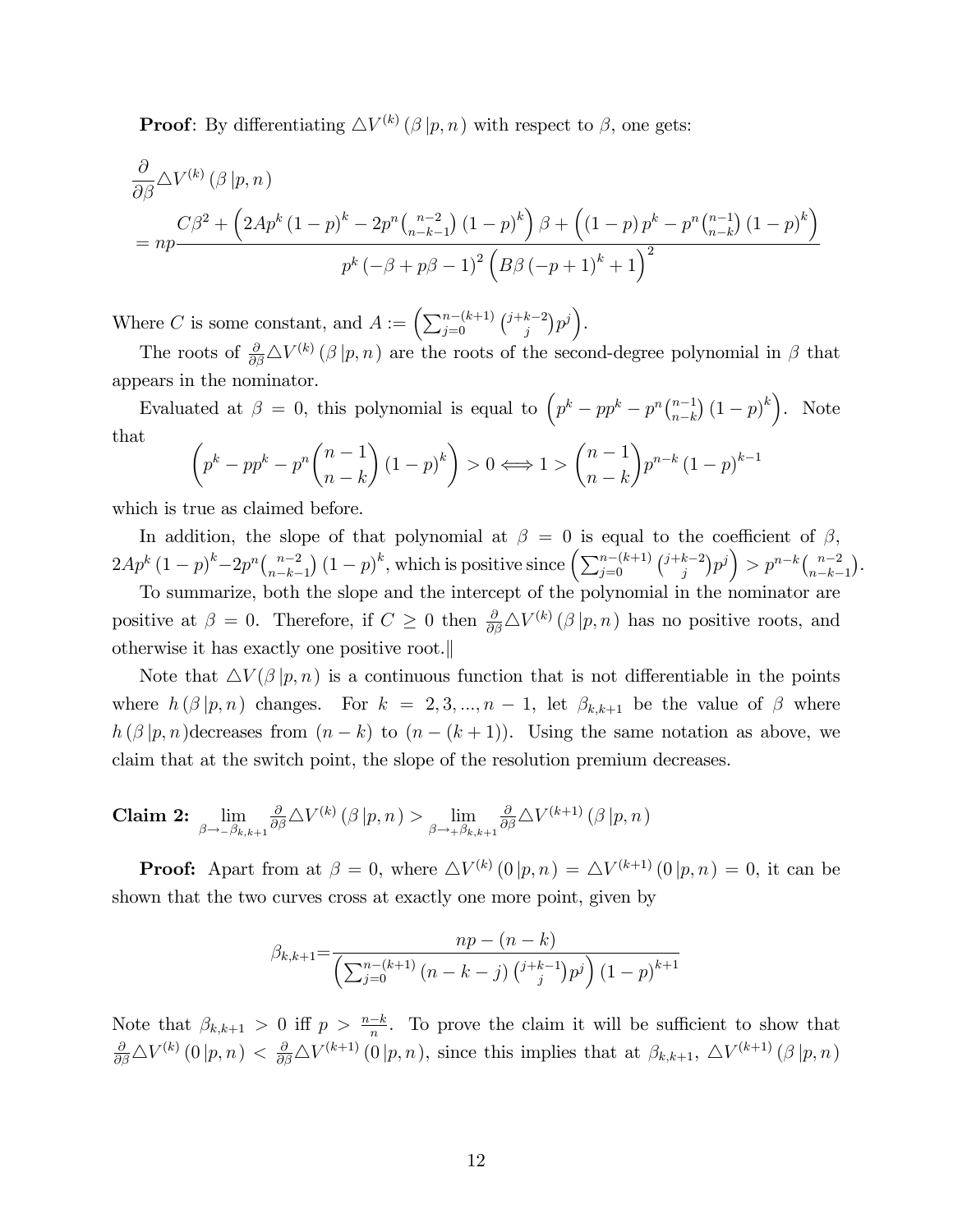**Proof**: By differentiating $\triangle V^{(k)}(\beta\,|p,n)$ with respect to $\beta$, one gets:

$$\frac{\partial}{\partial\beta}\triangle V^{(k)}(\beta\,|p,n)$$

$$= np\frac{C\beta^2 + \left(2Ap^k(1-p)^k - 2p^n\binom{n-2}{n-k-1}(1-p)^k\right)\beta + \left((1-p)p^k - p^n\binom{n-1}{n-k}(1-p)^k\right)}{p^k(-\beta+p\beta-1)^2\left(B\beta(-p+1)^k+1\right)^2}$$

Where $C$ is some constant, and $A := \left(\sum_{j=0}^{n-(k+1)}\binom{j+k-2}{j}p^j\right)$.

The roots of $\frac{\partial}{\partial\beta}\triangle V^{(k)}(\beta\,|p,n)$ are the roots of the second-degree polynomial in $\beta$ that appears in the nominator.

Evaluated at $\beta = 0$, this polynomial is equal to $\left(p^k - pp^k - p^n\binom{n-1}{n-k}(1-p)^k\right)$. Note that

$$\left(p^k - pp^k - p^n\binom{n-1}{n-k}(1-p)^k\right) > 0 \Longleftrightarrow 1 > \binom{n-1}{n-k}p^{n-k}(1-p)^{k-1}$$

which is true as claimed before.

In addition, the slope of that polynomial at $\beta = 0$ is equal to the coefficient of $\beta$, $2Ap^k(1-p)^k - 2p^n\binom{n-2}{n-k-1}(1-p)^k$, which is positive since $\left(\sum_{j=0}^{n-(k+1)}\binom{j+k-2}{j}p^j\right) > p^{n-k}\binom{n-2}{n-k-1}$.

To summarize, both the slope and the intercept of the polynomial in the nominator are positive at $\beta = 0$. Therefore, if $C \geq 0$ then $\frac{\partial}{\partial\beta}\triangle V^{(k)}(\beta\,|p,n)$ has no positive roots, and otherwise it has exactly one positive root.‖

Note that $\triangle V(\beta\,|p,n)$ is a continuous function that is not differentiable in the points where $h(\beta\,|p,n)$ changes. For $k = 2,3,...,n-1$, let $\beta_{k,k+1}$ be the value of $\beta$ where $h(\beta\,|p,n)$decreases from $(n-k)$ to $(n-(k+1))$. Using the same notation as above, we claim that at the switch point, the slope of the resolution premium decreases.

**Claim 2:** $\lim\limits_{\beta\to_{-}\beta_{k,k+1}}\frac{\partial}{\partial\beta}\triangle V^{(k)}(\beta\,|p,n) > \lim\limits_{\beta\to_{+}\beta_{k,k+1}}\frac{\partial}{\partial\beta}\triangle V^{(k+1)}(\beta\,|p,n)$

**Proof:** Apart from at $\beta = 0$, where $\triangle V^{(k)}(0\,|p,n) = \triangle V^{(k+1)}(0\,|p,n) = 0$, it can be shown that the two curves cross at exactly one more point, given by

$$\beta_{k,k+1} = \frac{np-(n-k)}{\left(\sum_{j=0}^{n-(k+1)}(n-k-j)\binom{j+k-1}{j}p^j\right)(1-p)^{k+1}}$$

Note that $\beta_{k,k+1} > 0$ iff $p > \frac{n-k}{n}$. To prove the claim it will be sufficient to show that $\frac{\partial}{\partial\beta}\triangle V^{(k)}(0\,|p,n) < \frac{\partial}{\partial\beta}\triangle V^{(k+1)}(0\,|p,n)$, since this implies that at $\beta_{k,k+1}$, $\triangle V^{(k+1)}(\beta\,|p,n)$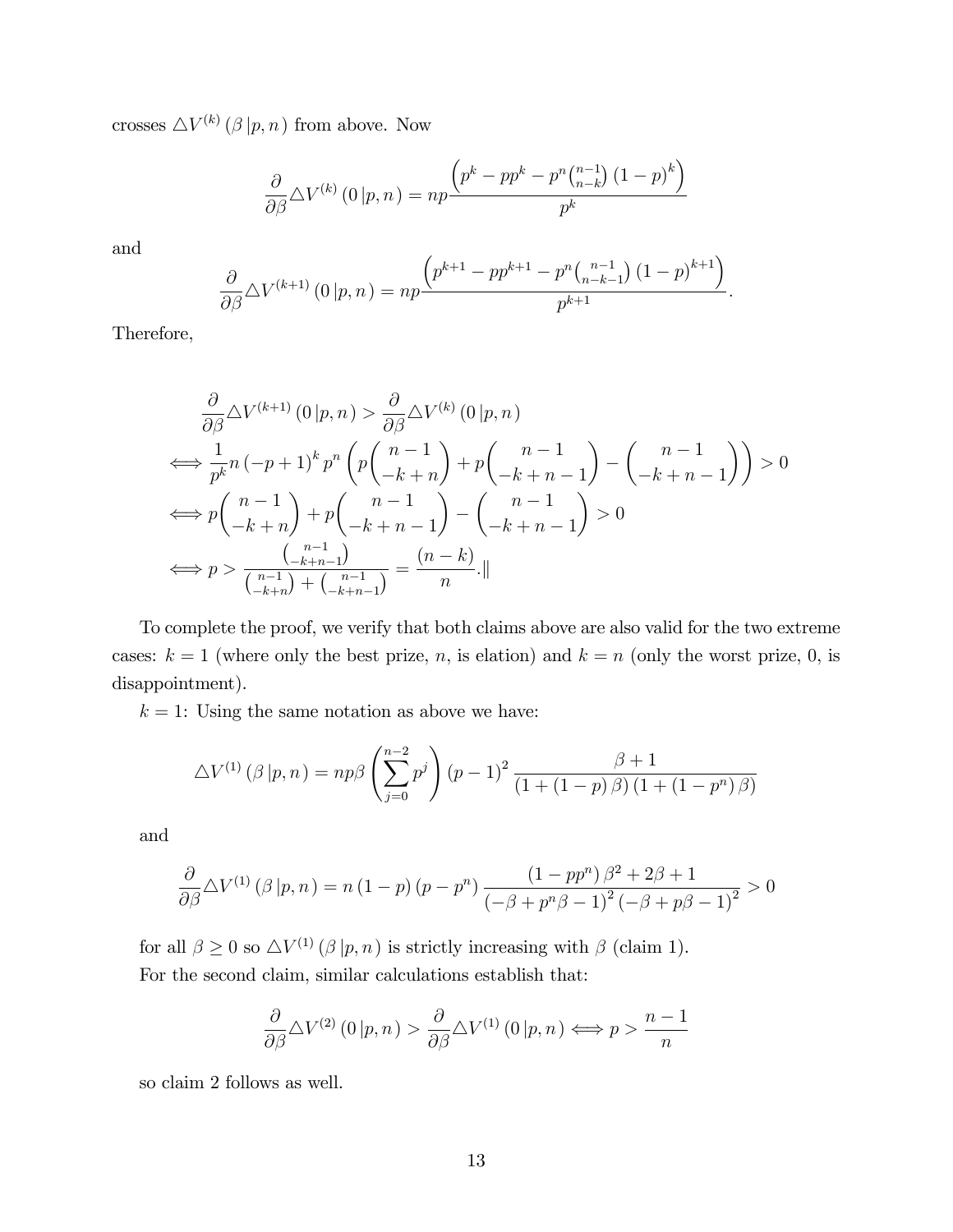crosses $\triangle V^{(k)}(\beta\,|p, n)$ from above. Now

$$\frac{\partial}{\partial \beta}\triangle V^{(k)}(0\,|p, n) = np\frac{\left(p^k - pp^k - p^n\binom{n-1}{n-k}(1-p)^k\right)}{p^k}$$

and

$$\frac{\partial}{\partial \beta}\triangle V^{(k+1)}(0\,|p, n) = np\frac{\left(p^{k+1} - pp^{k+1} - p^n\binom{n-1}{n-k-1}(1-p)^{k+1}\right)}{p^{k+1}}.$$

Therefore,

$$\begin{aligned}
&\frac{\partial}{\partial \beta}\triangle V^{(k+1)}(0\,|p, n) > \frac{\partial}{\partial \beta}\triangle V^{(k)}(0\,|p, n) \\
\iff & \frac{1}{p^k}n(-p+1)^k p^n\left(p\binom{n-1}{-k+n} + p\binom{n-1}{-k+n-1} - \binom{n-1}{-k+n-1}\right) > 0 \\
\iff & p\binom{n-1}{-k+n} + p\binom{n-1}{-k+n-1} - \binom{n-1}{-k+n-1} > 0 \\
\iff & p > \frac{\binom{n-1}{-k+n-1}}{\binom{n-1}{-k+n} + \binom{n-1}{-k+n-1}} = \frac{(n-k)}{n}.\|
\end{aligned}$$

To complete the proof, we verify that both claims above are also valid for the two extreme cases: $k = 1$ (where only the best prize, $n$, is elation) and $k = n$ (only the worst prize, 0, is disappointment).

$k = 1$: Using the same notation as above we have:

$$\triangle V^{(1)}(\beta\,|p, n) = np\beta\left(\sum_{j=0}^{n-2} p^j\right)(p-1)^2\frac{\beta+1}{(1+(1-p)\beta)(1+(1-p^n)\beta)}$$

and

$$\frac{\partial}{\partial \beta}\triangle V^{(1)}(\beta\,|p, n) = n(1-p)(p-p^n)\frac{(1-pp^n)\beta^2 + 2\beta + 1}{(-\beta + p^n\beta - 1)^2(-\beta + p\beta - 1)^2} > 0$$

for all $\beta \geq 0$ so $\triangle V^{(1)}(\beta\,|p, n)$ is strictly increasing with $\beta$ (claim 1).

For the second claim, similar calculations establish that:

$$\frac{\partial}{\partial \beta}\triangle V^{(2)}(0\,|p, n) > \frac{\partial}{\partial \beta}\triangle V^{(1)}(0\,|p, n) \iff p > \frac{n-1}{n}$$

so claim 2 follows as well.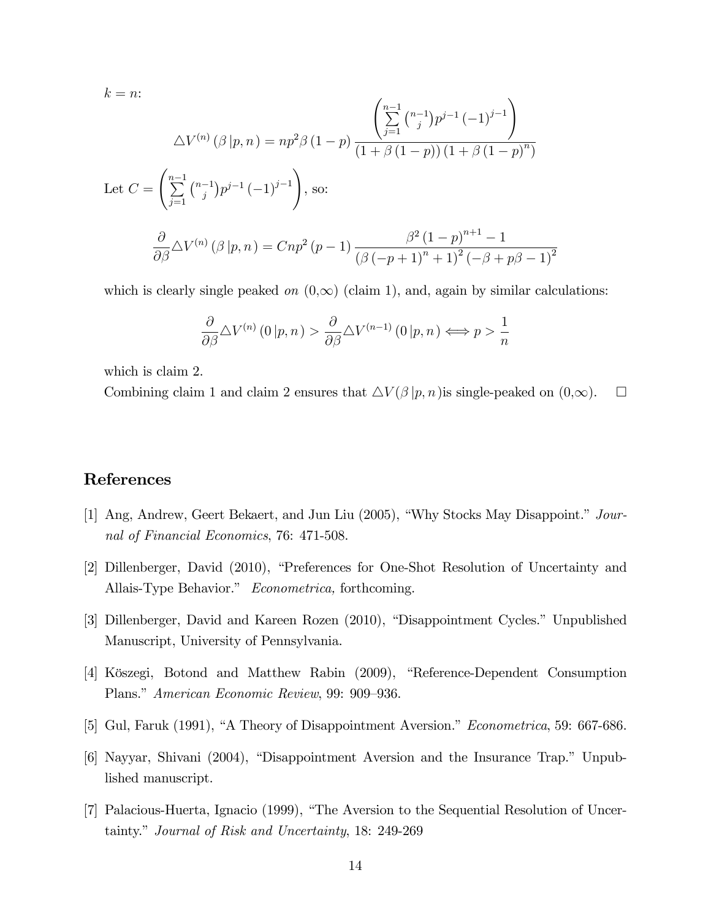$k = n$:

$$\triangle V^{(n)}\left(\beta\left|p,n\right.\right) = np^2\beta\left(1-p\right)\frac{\left(\sum_{j=1}^{n-1}\binom{n-1}{j}p^{j-1}\left(-1\right)^{j-1}\right)}{\left(1+\beta\left(1-p\right)\right)\left(1+\beta\left(1-p\right)^n\right)}$$

Let $C = \left(\sum_{j=1}^{n-1}\binom{n-1}{j}p^{j-1}\left(-1\right)^{j-1}\right)$, so:

$$\frac{\partial}{\partial\beta}\triangle V^{(n)}\left(\beta\left|p,n\right.\right) = Cnp^2\left(p-1\right)\frac{\beta^2\left(1-p\right)^{n+1}-1}{\left(\beta\left(-p+1\right)^n+1\right)^2\left(-\beta+p\beta-1\right)^2}$$

which is clearly single peaked *on* $(0,\infty)$ (claim 1), and, again by similar calculations:

$$\frac{\partial}{\partial\beta}\triangle V^{(n)}\left(0\left|p,n\right.\right) > \frac{\partial}{\partial\beta}\triangle V^{(n-1)}\left(0\left|p,n\right.\right) \Longleftrightarrow p > \frac{1}{n}$$

which is claim 2.

Combining claim 1 and claim 2 ensures that $\triangle V(\beta\left|p,n\right.)$is single-peaked on $(0,\infty)$. $\square$

## References

[1] Ang, Andrew, Geert Bekaert, and Jun Liu (2005), "Why Stocks May Disappoint." *Journal of Financial Economics*, 76: 471-508.

[2] Dillenberger, David (2010), "Preferences for One-Shot Resolution of Uncertainty and Allais-Type Behavior." *Econometrica,* forthcoming.

[3] Dillenberger, David and Kareen Rozen (2010), "Disappointment Cycles." Unpublished Manuscript, University of Pennsylvania.

[4] Köszegi, Botond and Matthew Rabin (2009), "Reference-Dependent Consumption Plans." *American Economic Review*, 99: 909–936.

[5] Gul, Faruk (1991), "A Theory of Disappointment Aversion." *Econometrica*, 59: 667-686.

[6] Nayyar, Shivani (2004), "Disappointment Aversion and the Insurance Trap." Unpublished manuscript.

[7] Palacious-Huerta, Ignacio (1999), "The Aversion to the Sequential Resolution of Uncertainty." *Journal of Risk and Uncertainty*, 18: 249-269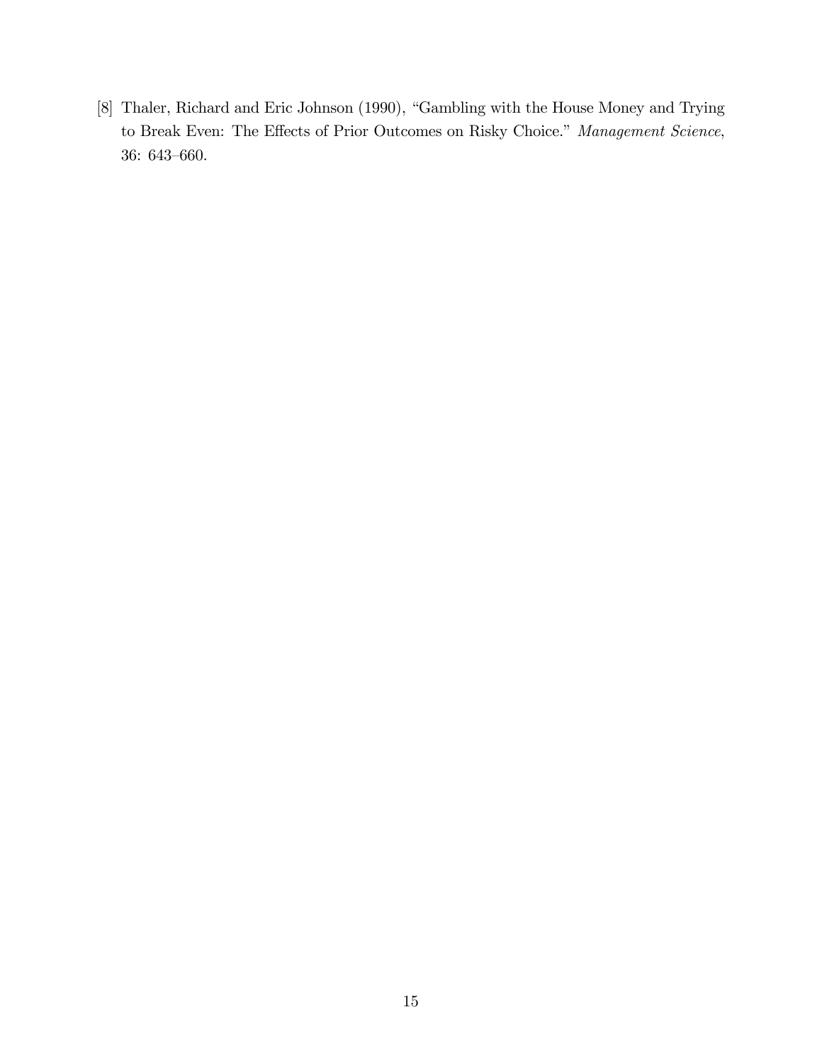[8] Thaler, Richard and Eric Johnson (1990), "Gambling with the House Money and Trying to Break Even: The Effects of Prior Outcomes on Risky Choice." *Management Science*, 36: 643–660.